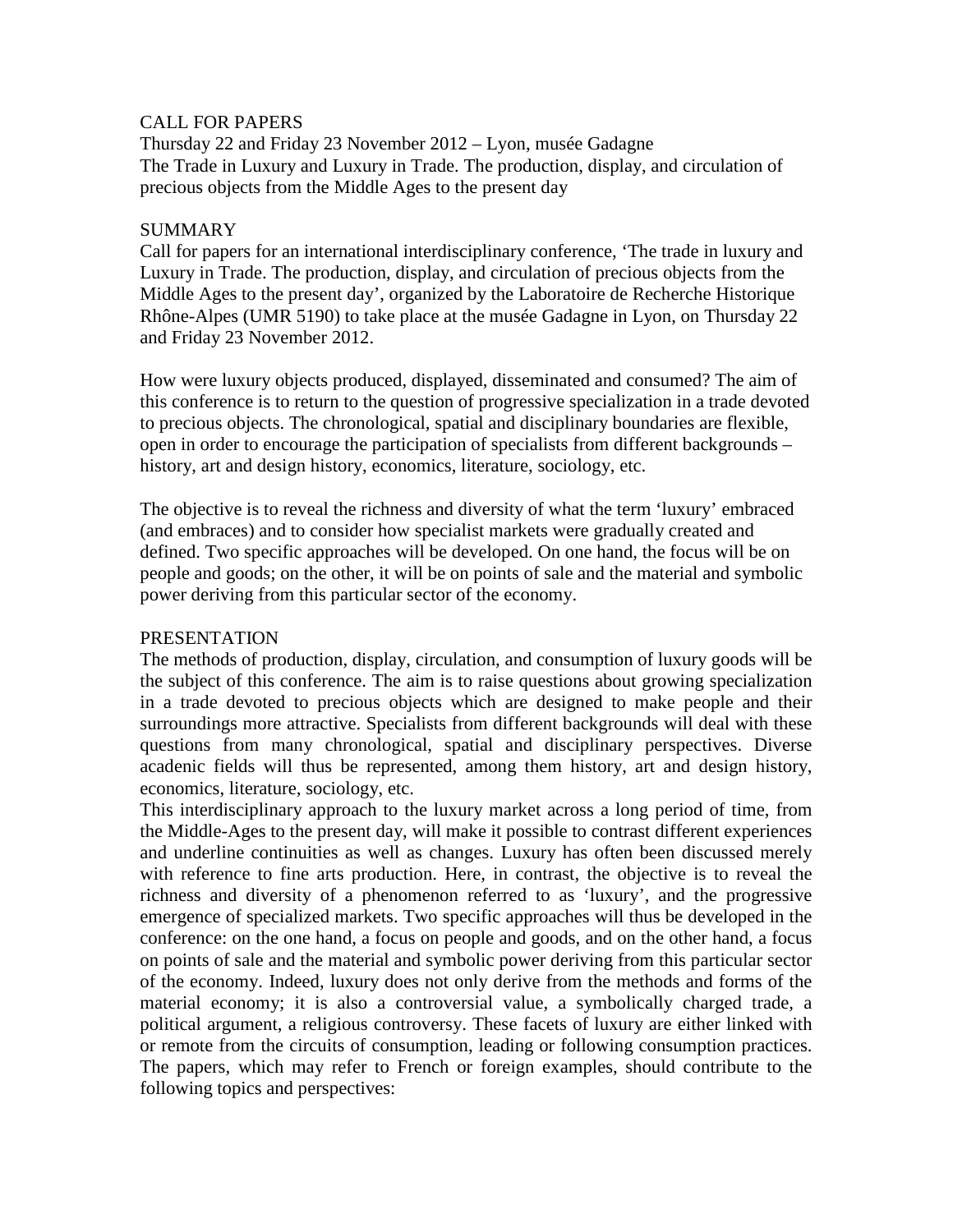CALL FOR PAPERS

Thursday 22 and Friday 23 November 2012 – Lyon, musée Gadagne

The Trade in Luxury and Luxury in Trade. The production, display, and circulation of precious objects from the Middle Ages to the present day

## SUMMARY

Call for papers for an international interdisciplinary conference, 'The trade in luxury and Luxury in Trade. The production, display, and circulation of precious objects from the Middle Ages to the present day', organized by the Laboratoire de Recherche Historique Rhône-Alpes (UMR 5190) to take place at the musée Gadagne in Lyon, on Thursday 22 and Friday 23 November 2012.

How were luxury objects produced, displayed, disseminated and consumed? The aim of this conference is to return to the question of progressive specialization in a trade devoted to precious objects. The chronological, spatial and disciplinary boundaries are flexible, open in order to encourage the participation of specialists from different backgrounds – history, art and design history, economics, literature, sociology, etc.

The objective is to reveal the richness and diversity of what the term 'luxury' embraced (and embraces) and to consider how specialist markets were gradually created and defined. Two specific approaches will be developed. On one hand, the focus will be on people and goods; on the other, it will be on points of sale and the material and symbolic power deriving from this particular sector of the economy.

## PRESENTATION

The methods of production, display, circulation, and consumption of luxury goods will be the subject of this conference. The aim is to raise questions about growing specialization in a trade devoted to precious objects which are designed to make people and their surroundings more attractive. Specialists from different backgrounds will deal with these questions from many chronological, spatial and disciplinary perspectives. Diverse acadenic fields will thus be represented, among them history, art and design history, economics, literature, sociology, etc.

This interdisciplinary approach to the luxury market across a long period of time, from the Middle-Ages to the present day, will make it possible to contrast different experiences and underline continuities as well as changes. Luxury has often been discussed merely with reference to fine arts production. Here, in contrast, the objective is to reveal the richness and diversity of a phenomenon referred to as 'luxury', and the progressive emergence of specialized markets. Two specific approaches will thus be developed in the conference: on the one hand, a focus on people and goods, and on the other hand, a focus on points of sale and the material and symbolic power deriving from this particular sector of the economy. Indeed, luxury does not only derive from the methods and forms of the material economy; it is also a controversial value, a symbolically charged trade, a political argument, a religious controversy. These facets of luxury are either linked with or remote from the circuits of consumption, leading or following consumption practices. The papers, which may refer to French or foreign examples, should contribute to the following topics and perspectives: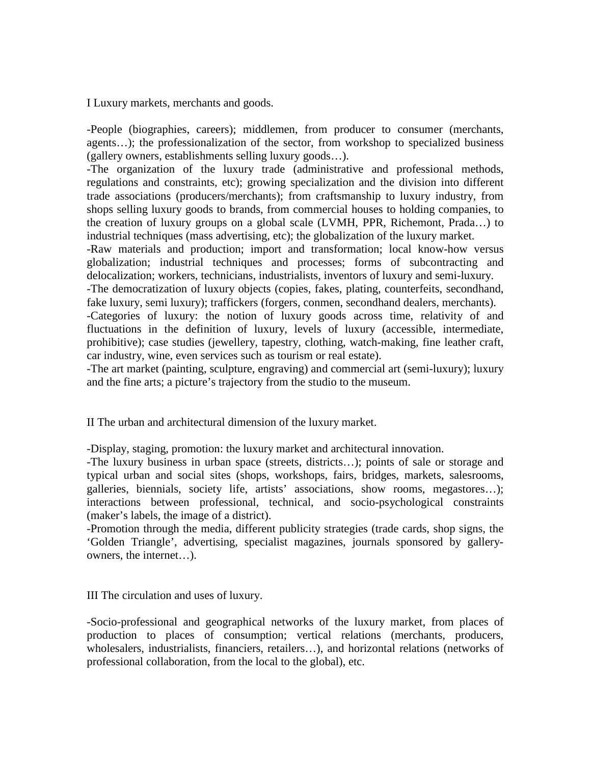I Luxury markets, merchants and goods.

-People (biographies, careers); middlemen, from producer to consumer (merchants, agents…); the professionalization of the sector, from workshop to specialized business (gallery owners, establishments selling luxury goods…).

-The organization of the luxury trade (administrative and professional methods, regulations and constraints, etc); growing specialization and the division into different trade associations (producers/merchants); from craftsmanship to luxury industry, from shops selling luxury goods to brands, from commercial houses to holding companies, to the creation of luxury groups on a global scale (LVMH, PPR, Richemont, Prada…) to industrial techniques (mass advertising, etc); the globalization of the luxury market.

-Raw materials and production; import and transformation; local know-how versus globalization; industrial techniques and processes; forms of subcontracting and delocalization; workers, technicians, industrialists, inventors of luxury and semi-luxury.

-The democratization of luxury objects (copies, fakes, plating, counterfeits, secondhand, fake luxury, semi luxury); traffickers (forgers, conmen, secondhand dealers, merchants).

-Categories of luxury: the notion of luxury goods across time, relativity of and fluctuations in the definition of luxury, levels of luxury (accessible, intermediate, prohibitive); case studies (jewellery, tapestry, clothing, watch-making, fine leather craft, car industry, wine, even services such as tourism or real estate).

-The art market (painting, sculpture, engraving) and commercial art (semi-luxury); luxury and the fine arts; a picture's trajectory from the studio to the museum.

II The urban and architectural dimension of the luxury market.

-Display, staging, promotion: the luxury market and architectural innovation.

-The luxury business in urban space (streets, districts…); points of sale or storage and typical urban and social sites (shops, workshops, fairs, bridges, markets, salesrooms, galleries, biennials, society life, artists' associations, show rooms, megastores…); interactions between professional, technical, and socio-psychological constraints (maker's labels, the image of a district).

-Promotion through the media, different publicity strategies (trade cards, shop signs, the 'Golden Triangle', advertising, specialist magazines, journals sponsored by gallery-owners, the internet…).

III The circulation and uses of luxury.

-Socio-professional and geographical networks of the luxury market, from places of production to places of consumption; vertical relations (merchants, producers, wholesalers, industrialists, financiers, retailers…), and horizontal relations (networks of professional collaboration, from the local to the global), etc.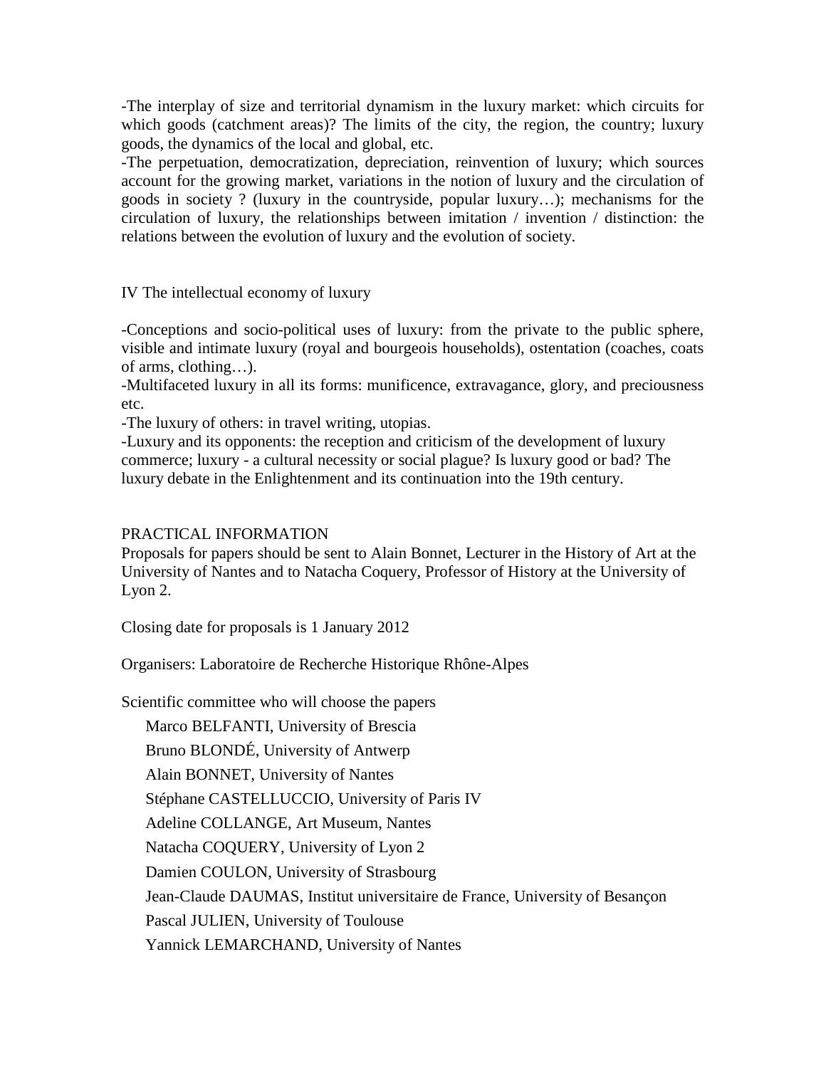-The interplay of size and territorial dynamism in the luxury market: which circuits for which goods (catchment areas)? The limits of the city, the region, the country; luxury goods, the dynamics of the local and global, etc.
-The perpetuation, democratization, depreciation, reinvention of luxury; which sources account for the growing market, variations in the notion of luxury and the circulation of goods in society ? (luxury in the countryside, popular luxury…); mechanisms for the circulation of luxury, the relationships between imitation / invention / distinction: the relations between the evolution of luxury and the evolution of society.

## IV The intellectual economy of luxury

-Conceptions and socio-political uses of luxury: from the private to the public sphere, visible and intimate luxury (royal and bourgeois households), ostentation (coaches, coats of arms, clothing…).
-Multifaceted luxury in all its forms: munificence, extravagance, glory, and preciousness etc.
-The luxury of others: in travel writing, utopias.
-Luxury and its opponents: the reception and criticism of the development of luxury commerce; luxury - a cultural necessity or social plague? Is luxury good or bad? The luxury debate in the Enlightenment and its continuation into the 19th century.

## PRACTICAL INFORMATION

Proposals for papers should be sent to Alain Bonnet, Lecturer in the History of Art at the University of Nantes and to Natacha Coquery, Professor of History at the University of Lyon 2.

Closing date for proposals is 1 January 2012

Organisers: Laboratoire de Recherche Historique Rhône-Alpes

Scientific committee who will choose the papers

- Marco BELFANTI, University of Brescia
- Bruno BLONDÉ, University of Antwerp
- Alain BONNET, University of Nantes
- Stéphane CASTELLUCCIO, University of Paris IV
- Adeline COLLANGE, Art Museum, Nantes
- Natacha COQUERY, University of Lyon 2
- Damien COULON, University of Strasbourg
- Jean-Claude DAUMAS, Institut universitaire de France, University of Besançon
- Pascal JULIEN, University of Toulouse
- Yannick LEMARCHAND, University of Nantes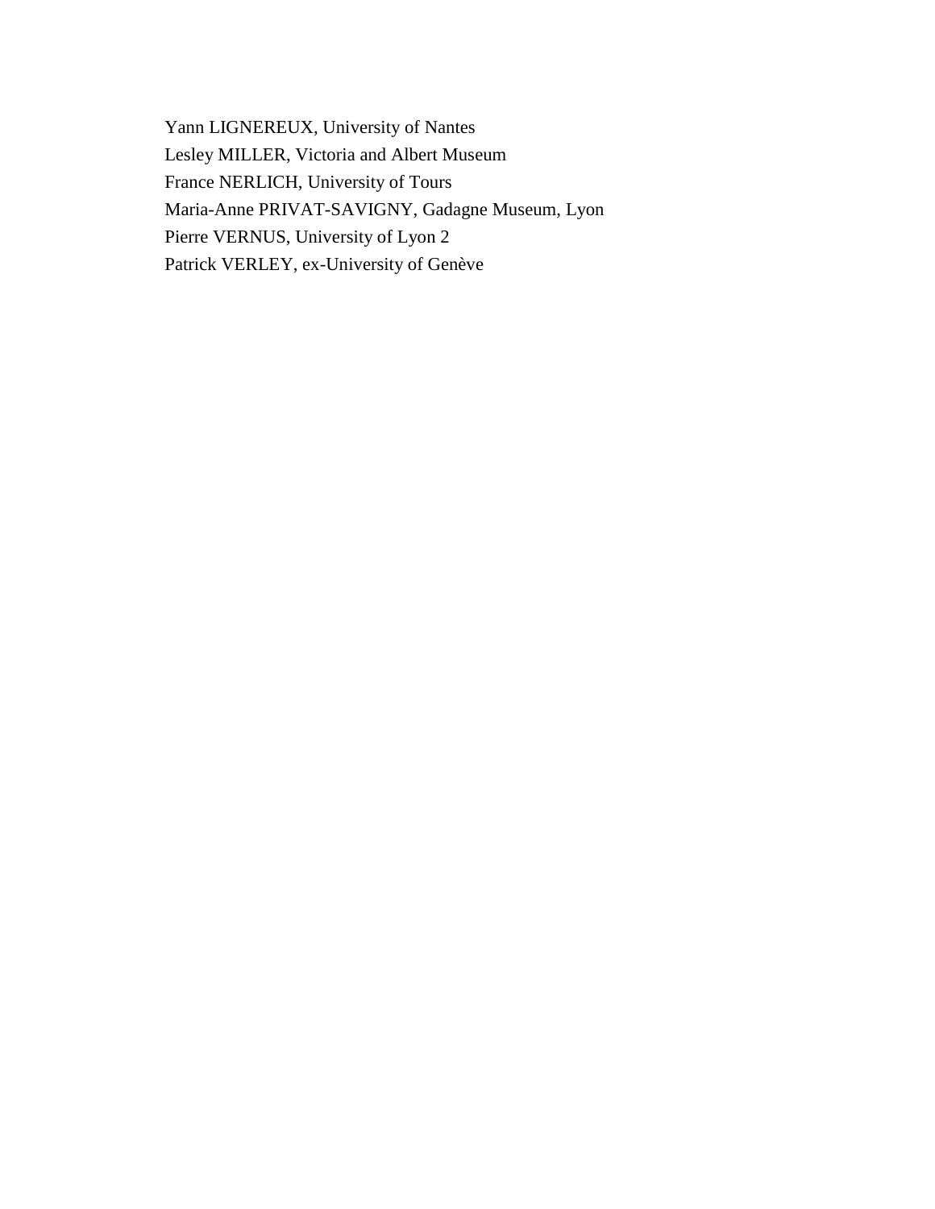Yann LIGNEREUX, University of Nantes
Lesley MILLER, Victoria and Albert Museum
France NERLICH, University of Tours
Maria-Anne PRIVAT-SAVIGNY, Gadagne Museum, Lyon
Pierre VERNUS, University of Lyon 2
Patrick VERLEY, ex-University of Genève